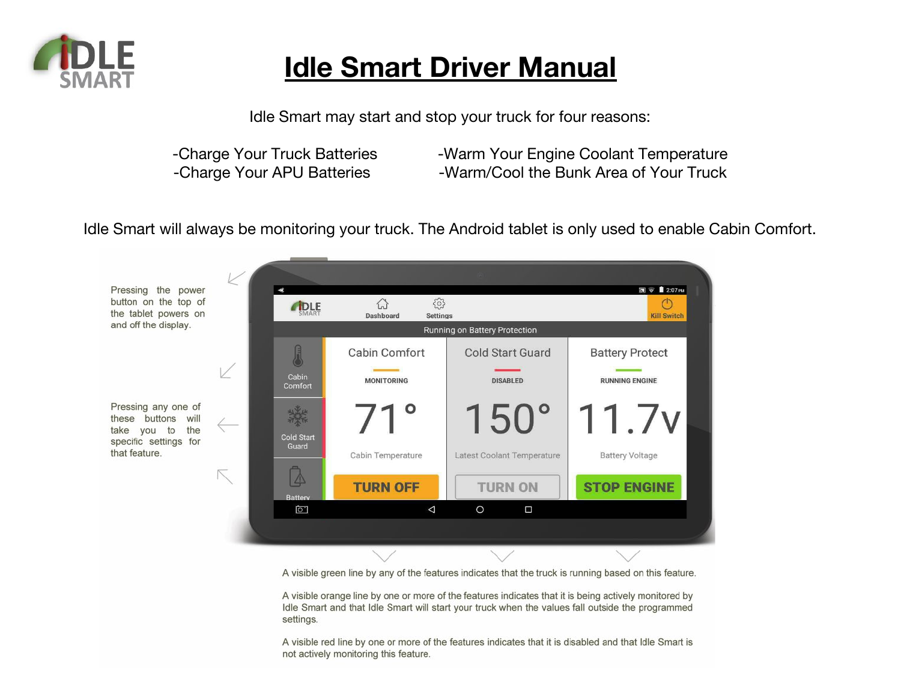# Idle Smart Driver Manual

Idle Smart may start and stop your truck for four reasons:

- -Charge Your Truck Batteries
- -Charge Your APU Batteries
- -Warm Your Engine Coolant Temperature
- -Warm/Cool the Bunk Area of Your Truck

Idle Smart will always be monitoring your truck. The Android tablet is only used to enable Cabin Comfort.

Pressing the power button on the top of the tablet powers on and off the display.

Pressing any one of these buttons will take you to the specific settings for that feature.

A visible green line by any of the features indicates that the truck is running based on this feature.

A visible orange line by one or more of the features indicates that it is being actively monitored by Idle Smart and that Idle Smart will start your truck when the values fall outside the programmed settings.

A visible red line by one or more of the features indicates that it is disabled and that Idle Smart is not actively monitoring this feature.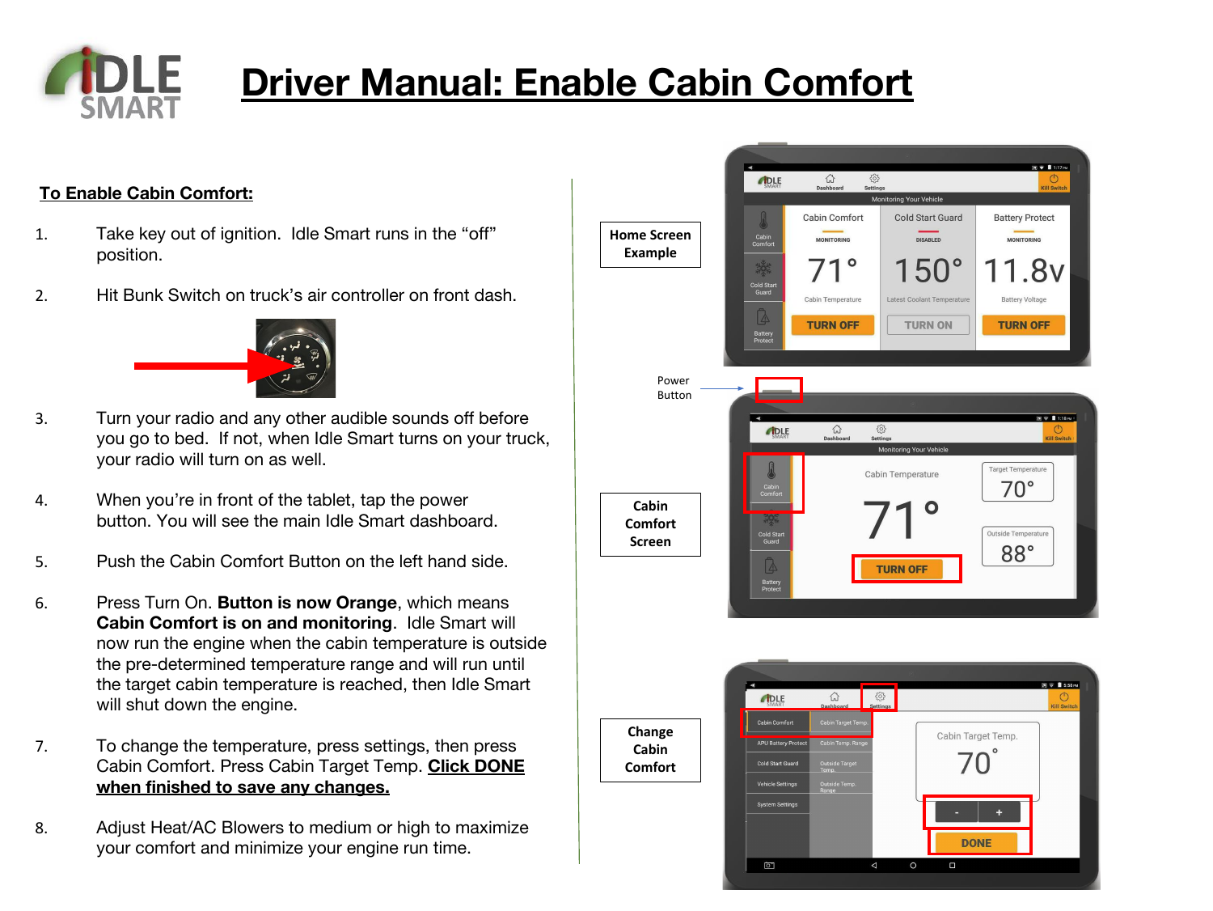# Driver Manual: Enable Cabin Comfort

## To Enable Cabin Comfort:

1. Take key out of ignition. Idle Smart runs in the "off" position.
2. Hit Bunk Switch on truck's air controller on front dash.
3. Turn your radio and any other audible sounds off before you go to bed. If not, when Idle Smart turns on your truck, your radio will turn on as well.
4. When you're in front of the tablet, tap the power button. You will see the main Idle Smart dashboard.
5. Push the Cabin Comfort Button on the left hand side.
6. Press Turn On. **Button is now Orange**, which means **Cabin Comfort is on and monitoring**. Idle Smart will now run the engine when the cabin temperature is outside the pre-determined temperature range and will run until the target cabin temperature is reached, then Idle Smart will shut down the engine.
7. To change the temperature, press settings, then press Cabin Comfort. Press Cabin Target Temp. **Click DONE when finished to save any changes.**
8. Adjust Heat/AC Blowers to medium or high to maximize your comfort and minimize your engine run time.

**Home Screen Example**

Power Button

**Cabin Comfort Screen**

**Change Cabin Comfort**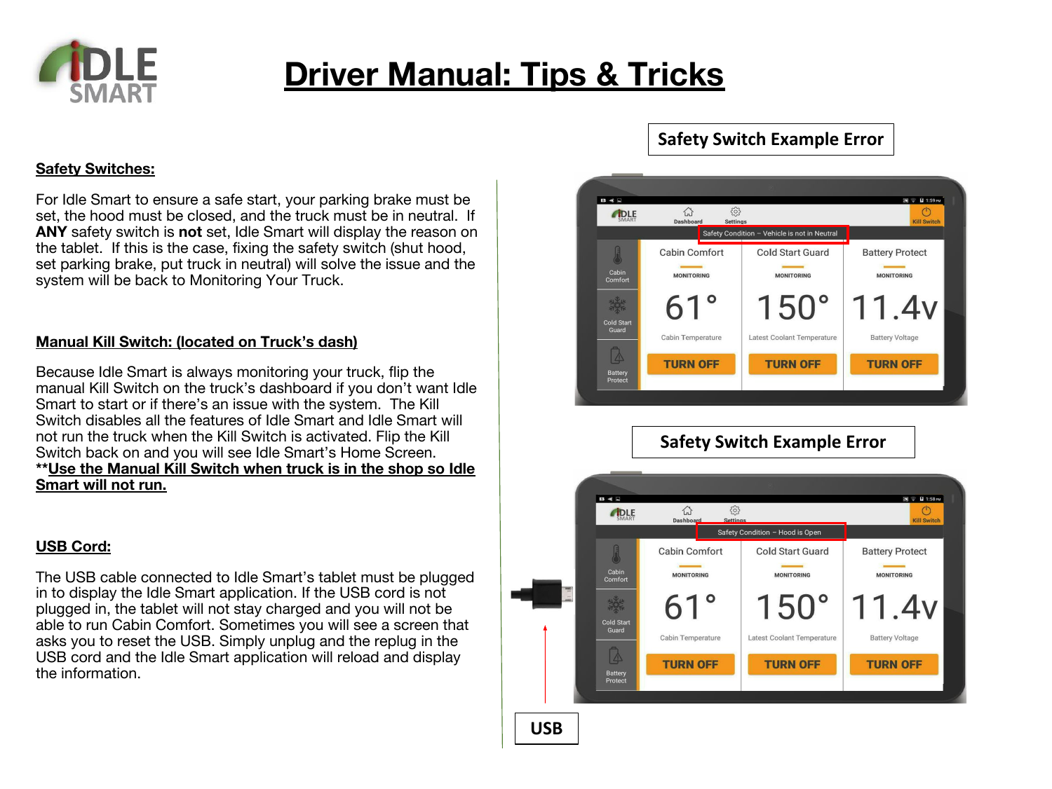# Driver Manual: Tips & Tricks

## Safety Switches:

For Idle Smart to ensure a safe start, your parking brake must be set, the hood must be closed, and the truck must be in neutral. If **ANY** safety switch is **not** set, Idle Smart will display the reason on the tablet. If this is the case, fixing the safety switch (shut hood, set parking brake, put truck in neutral) will solve the issue and the system will be back to Monitoring Your Truck.

## Manual Kill Switch: (located on Truck's dash)

Because Idle Smart is always monitoring your truck, flip the manual Kill Switch on the truck's dashboard if you don't want Idle Smart to start or if there's an issue with the system. The Kill Switch disables all the features of Idle Smart and Idle Smart will not run the truck when the Kill Switch is activated. Flip the Kill Switch back on and you will see Idle Smart's Home Screen.
****Use the Manual Kill Switch when truck is in the shop so Idle Smart will not run.**

## USB Cord:

The USB cable connected to Idle Smart's tablet must be plugged in to display the Idle Smart application. If the USB cord is not plugged in, the tablet will not stay charged and you will not be able to run Cabin Comfort. Sometimes you will see a screen that asks you to reset the USB. Simply unplug and the replug in the USB cord and the Idle Smart application will reload and display the information.

**Safety Switch Example Error**

**Safety Switch Example Error**

**USB**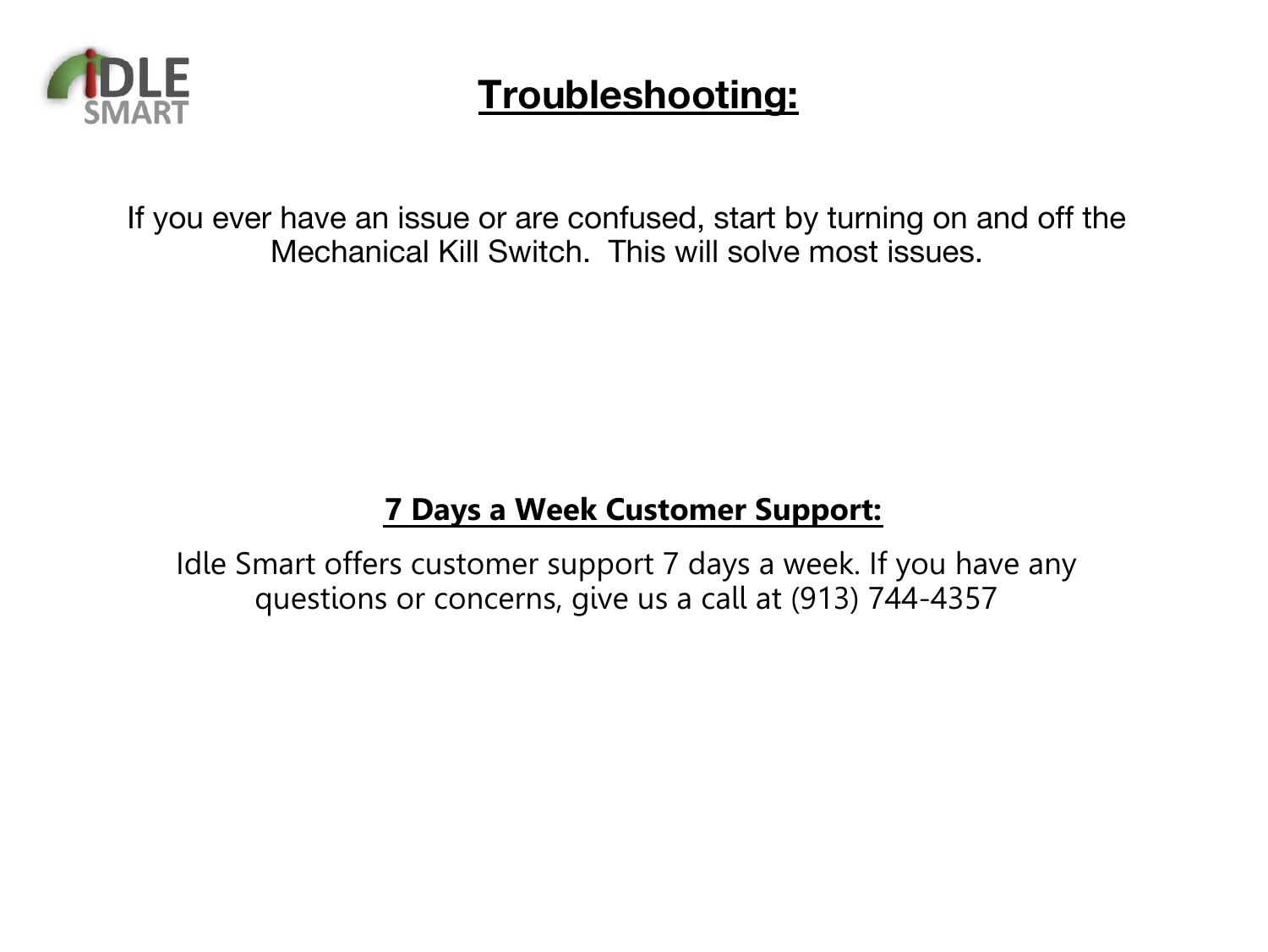IDLE SMART

# Troubleshooting:

If you ever have an issue or are confused, start by turning on and off the Mechanical Kill Switch.  This will solve most issues.

## 7 Days a Week Customer Support:

Idle Smart offers customer support 7 days a week. If you have any questions or concerns, give us a call at (913) 744-4357